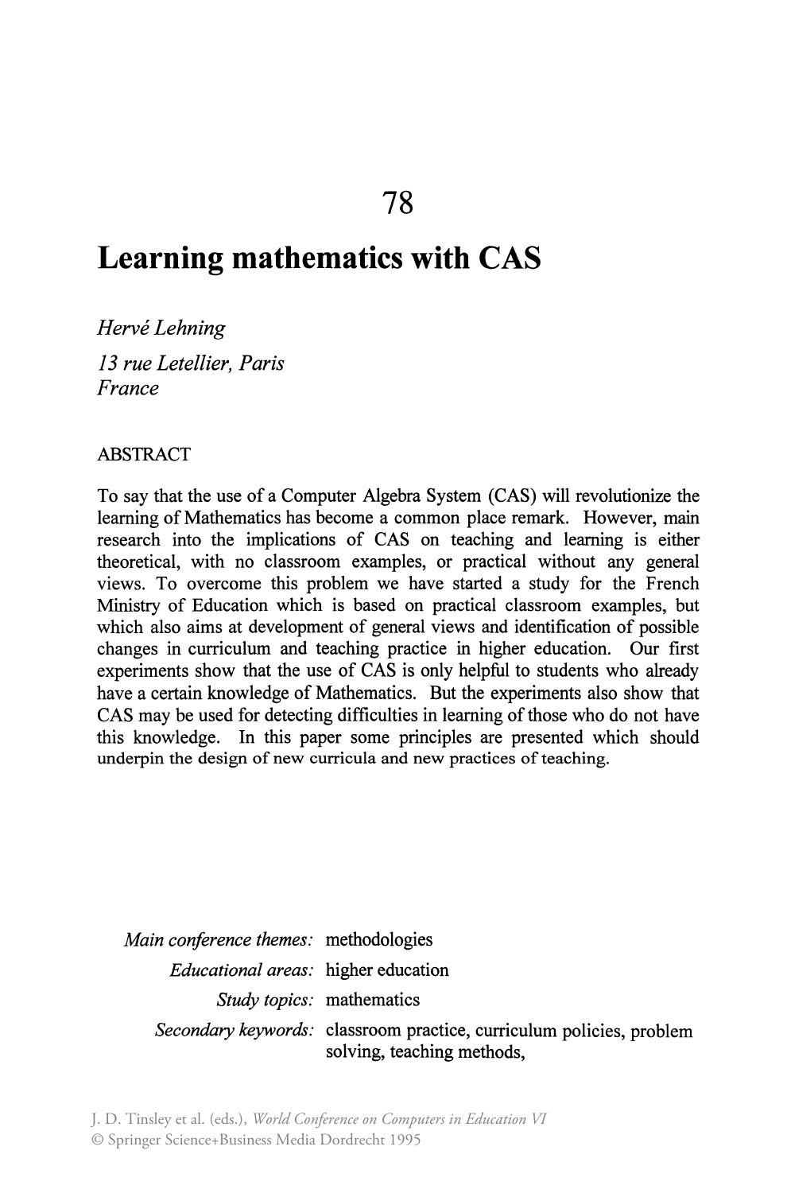# 78

# Learning mathematics with CAS

*Hervé Lehning*

*13 rue Letellier, Paris*
*France*

ABSTRACT

To say that the use of a Computer Algebra System (CAS) will revolutionize the learning of Mathematics has become a common place remark. However, main research into the implications of CAS on teaching and learning is either theoretical, with no classroom examples, or practical without any general views. To overcome this problem we have started a study for the French Ministry of Education which is based on practical classroom examples, but which also aims at development of general views and identification of possible changes in curriculum and teaching practice in higher education. Our first experiments show that the use of CAS is only helpful to students who already have a certain knowledge of Mathematics. But the experiments also show that CAS may be used for detecting difficulties in learning of those who do not have this knowledge. In this paper some principles are presented which should underpin the design of new curricula and new practices of teaching.

*Main conference themes:* methodologies
*Educational areas:* higher education
*Study topics:* mathematics
*Secondary keywords:* classroom practice, curriculum policies, problem solving, teaching methods,

J. D. Tinsley et al. (eds.), *World Conference on Computers in Education VI*
© Springer Science+Business Media Dordrecht 1995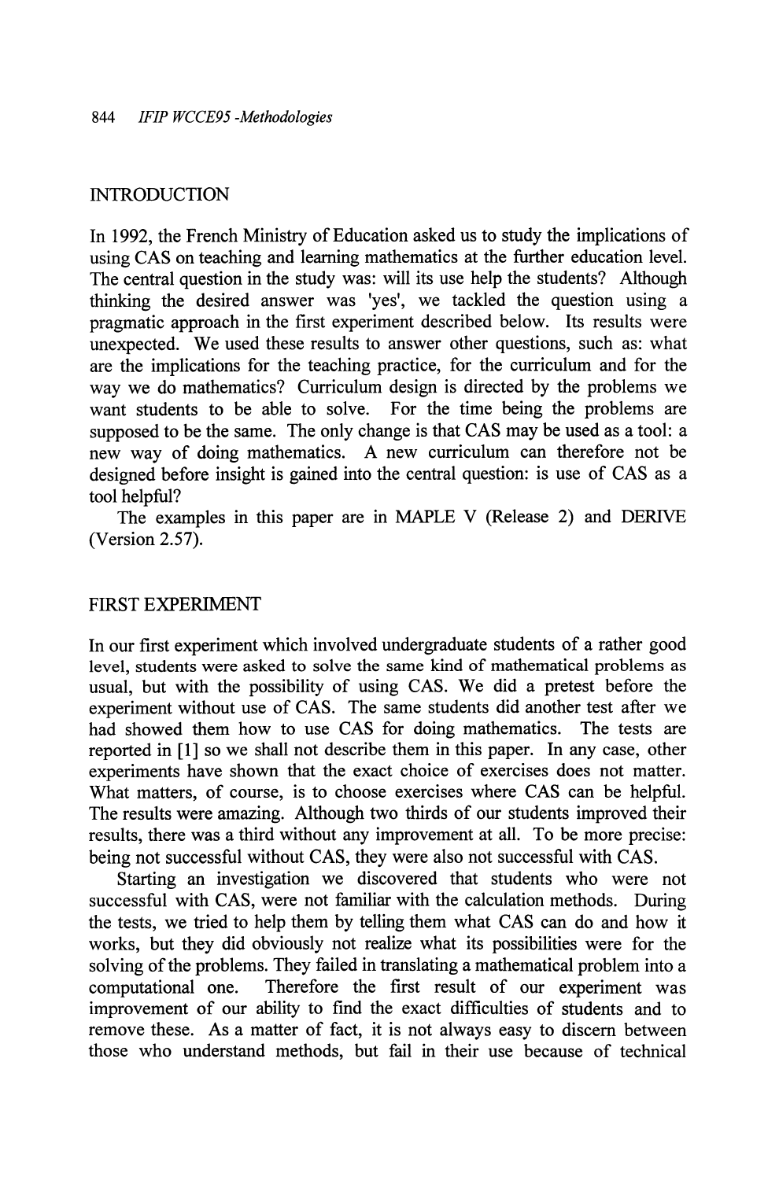## INTRODUCTION

In 1992, the French Ministry of Education asked us to study the implications of using CAS on teaching and learning mathematics at the further education level. The central question in the study was: will its use help the students? Although thinking the desired answer was 'yes', we tackled the question using a pragmatic approach in the first experiment described below. Its results were unexpected. We used these results to answer other questions, such as: what are the implications for the teaching practice, for the curriculum and for the way we do mathematics? Curriculum design is directed by the problems we want students to be able to solve. For the time being the problems are supposed to be the same. The only change is that CAS may be used as a tool: a new way of doing mathematics. A new curriculum can therefore not be designed before insight is gained into the central question: is use of CAS as a tool helpful?

The examples in this paper are in MAPLE V (Release 2) and DERIVE (Version 2.57).

## FIRST EXPERIMENT

In our first experiment which involved undergraduate students of a rather good level, students were asked to solve the same kind of mathematical problems as usual, but with the possibility of using CAS. We did a pretest before the experiment without use of CAS. The same students did another test after we had showed them how to use CAS for doing mathematics. The tests are reported in [1] so we shall not describe them in this paper. In any case, other experiments have shown that the exact choice of exercises does not matter. What matters, of course, is to choose exercises where CAS can be helpful. The results were amazing. Although two thirds of our students improved their results, there was a third without any improvement at all. To be more precise: being not successful without CAS, they were also not successful with CAS.

Starting an investigation we discovered that students who were not successful with CAS, were not familiar with the calculation methods. During the tests, we tried to help them by telling them what CAS can do and how it works, but they did obviously not realize what its possibilities were for the solving of the problems. They failed in translating a mathematical problem into a computational one. Therefore the first result of our experiment was improvement of our ability to find the exact difficulties of students and to remove these. As a matter of fact, it is not always easy to discern between those who understand methods, but fail in their use because of technical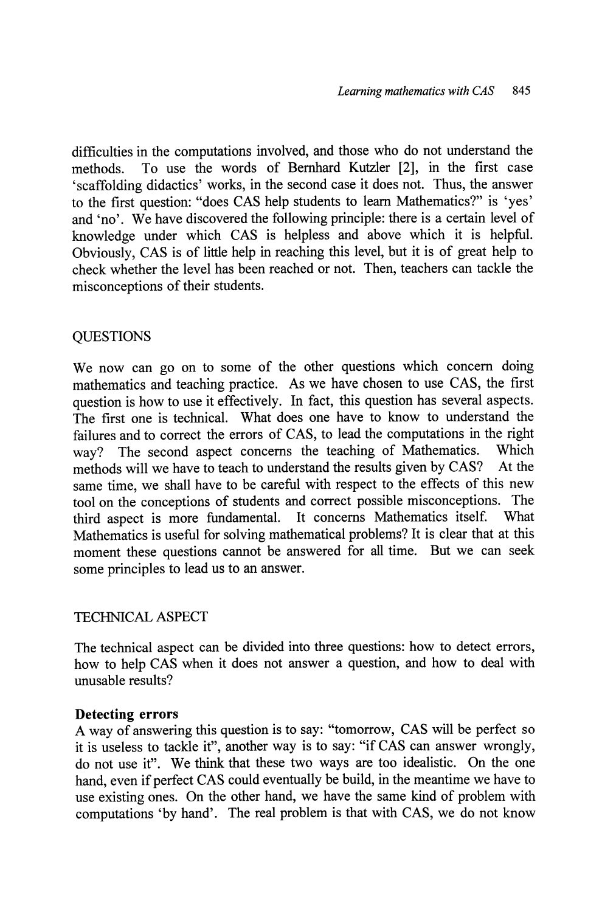difficulties in the computations involved, and those who do not understand the methods. To use the words of Bernhard Kutzler [2], in the first case 'scaffolding didactics' works, in the second case it does not. Thus, the answer to the first question: "does CAS help students to learn Mathematics?" is 'yes' and 'no'. We have discovered the following principle: there is a certain level of knowledge under which CAS is helpless and above which it is helpful. Obviously, CAS is of little help in reaching this level, but it is of great help to check whether the level has been reached or not. Then, teachers can tackle the misconceptions of their students.

## QUESTIONS

We now can go on to some of the other questions which concern doing mathematics and teaching practice. As we have chosen to use CAS, the first question is how to use it effectively. In fact, this question has several aspects. The first one is technical. What does one have to know to understand the failures and to correct the errors of CAS, to lead the computations in the right way? The second aspect concerns the teaching of Mathematics. Which methods will we have to teach to understand the results given by CAS? At the same time, we shall have to be careful with respect to the effects of this new tool on the conceptions of students and correct possible misconceptions. The third aspect is more fundamental. It concerns Mathematics itself. What Mathematics is useful for solving mathematical problems? It is clear that at this moment these questions cannot be answered for all time. But we can seek some principles to lead us to an answer.

## TECHNICAL ASPECT

The technical aspect can be divided into three questions: how to detect errors, how to help CAS when it does not answer a question, and how to deal with unusable results?

### Detecting errors

A way of answering this question is to say: "tomorrow, CAS will be perfect so it is useless to tackle it", another way is to say: "if CAS can answer wrongly, do not use it". We think that these two ways are too idealistic. On the one hand, even if perfect CAS could eventually be build, in the meantime we have to use existing ones. On the other hand, we have the same kind of problem with computations 'by hand'. The real problem is that with CAS, we do not know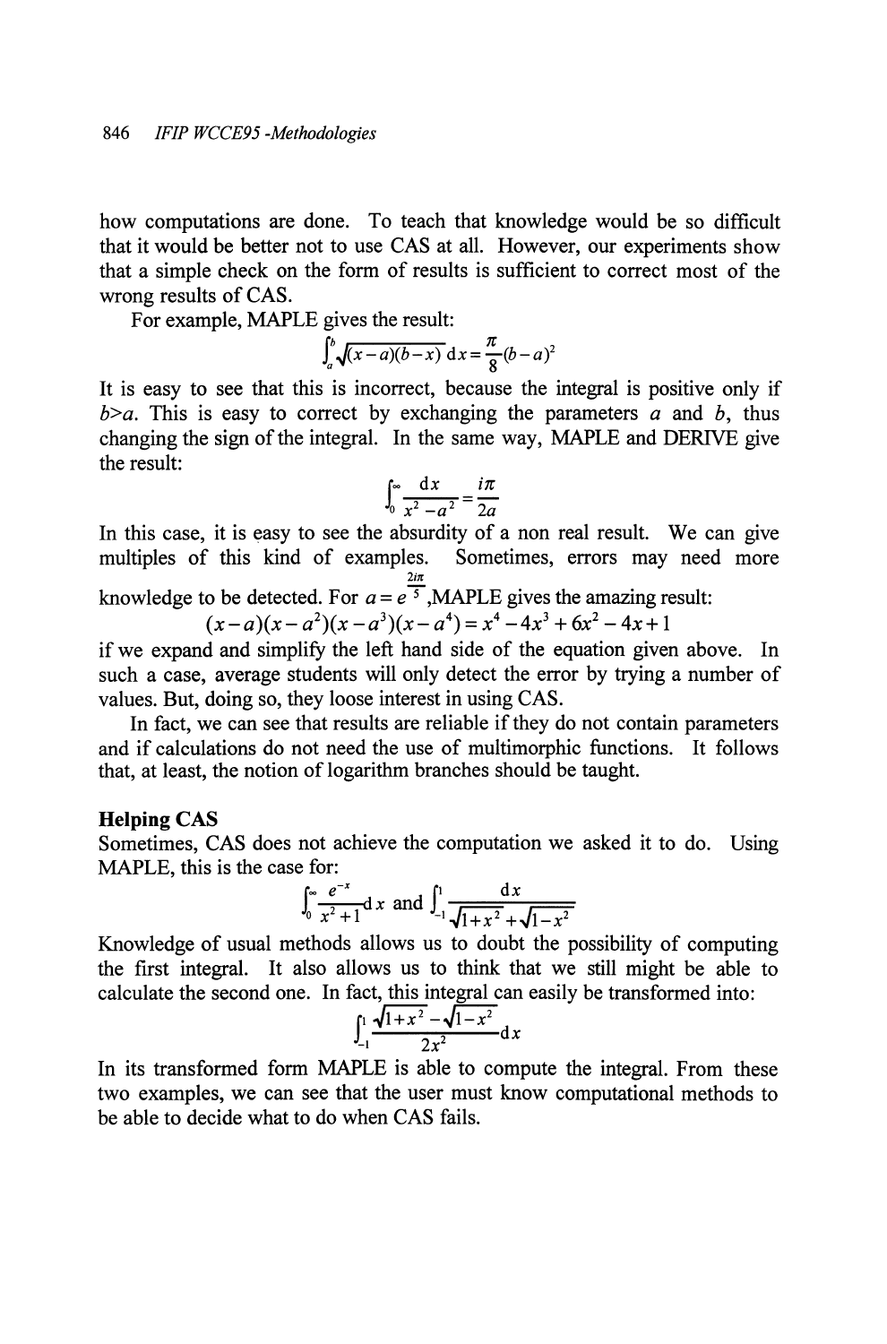how computations are done. To teach that knowledge would be so difficult that it would be better not to use CAS at all. However, our experiments show that a simple check on the form of results is sufficient to correct most of the wrong results of CAS.

For example, MAPLE gives the result:

$$\int_a^b \sqrt{(x-a)(b-x)}\,\mathrm{d}x = \frac{\pi}{8}(b-a)^2$$

It is easy to see that this is incorrect, because the integral is positive only if $b>a$. This is easy to correct by exchanging the parameters $a$ and $b$, thus changing the sign of the integral. In the same way, MAPLE and DERIVE give the result:

$$\int_0^\infty \frac{\mathrm{d}x}{x^2-a^2} = \frac{i\pi}{2a}$$

In this case, it is easy to see the absurdity of a non real result. We can give multiples of this kind of examples. Sometimes, errors may need more knowledge to be detected. For $a = e^{\frac{2i\pi}{5}}$, MAPLE gives the amazing result:

$$(x-a)(x-a^2)(x-a^3)(x-a^4) = x^4 - 4x^3 + 6x^2 - 4x + 1$$

if we expand and simplify the left hand side of the equation given above. In such a case, average students will only detect the error by trying a number of values. But, doing so, they loose interest in using CAS.

In fact, we can see that results are reliable if they do not contain parameters and if calculations do not need the use of multimorphic functions. It follows that, at least, the notion of logarithm branches should be taught.

**Helping CAS**

Sometimes, CAS does not achieve the computation we asked it to do. Using MAPLE, this is the case for:

$$\int_0^\infty \frac{e^{-x}}{x^2+1}\mathrm{d}x \text{ and } \int_{-1}^1 \frac{\mathrm{d}x}{\sqrt{1+x^2}+\sqrt{1-x^2}}$$

Knowledge of usual methods allows us to doubt the possibility of computing the first integral. It also allows us to think that we still might be able to calculate the second one. In fact, this integral can easily be transformed into:

$$\int_{-1}^1 \frac{\sqrt{1+x^2}-\sqrt{1-x^2}}{2x^2}\mathrm{d}x$$

In its transformed form MAPLE is able to compute the integral. From these two examples, we can see that the user must know computational methods to be able to decide what to do when CAS fails.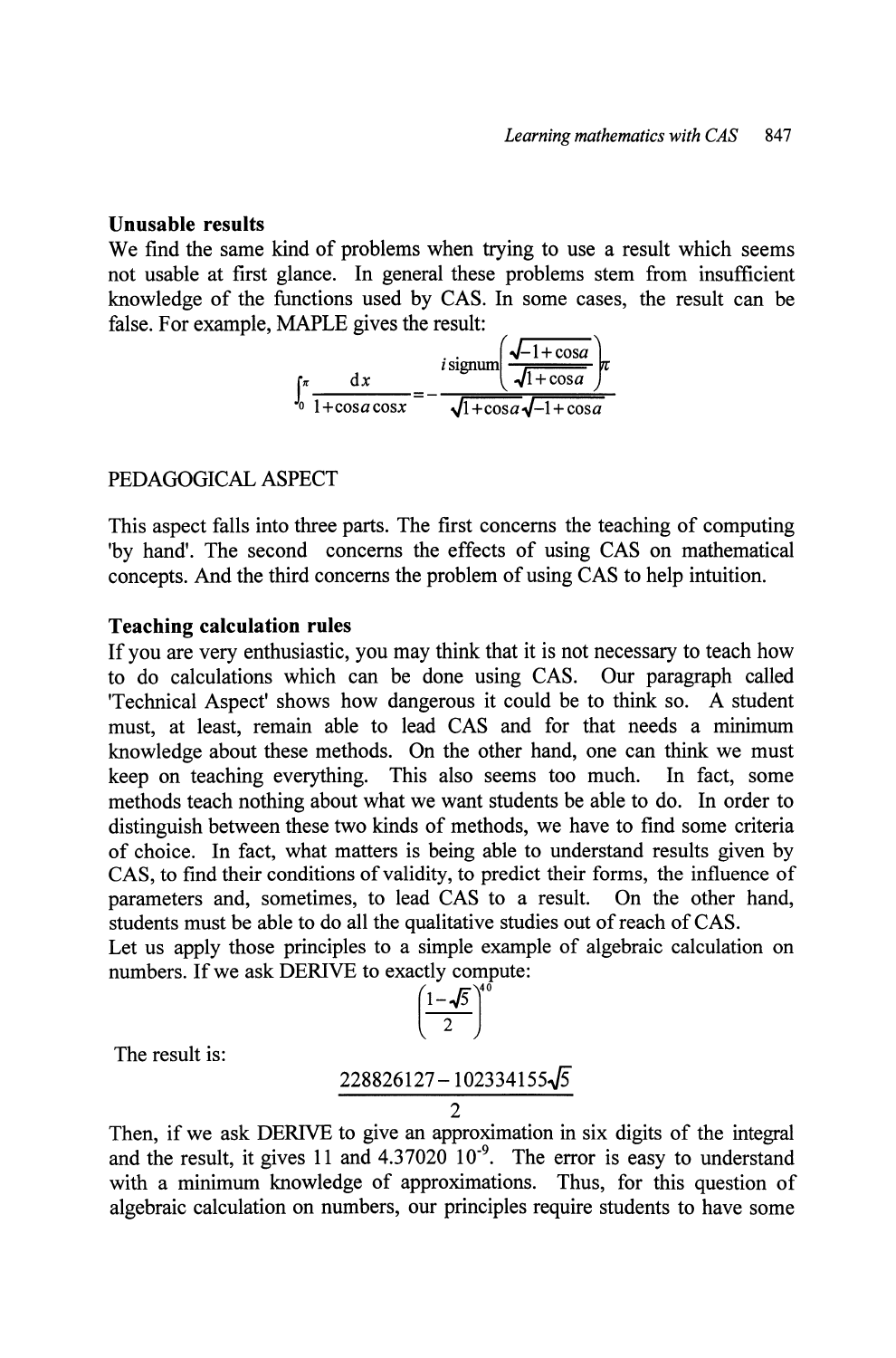**Unusable results**

We find the same kind of problems when trying to use a result which seems not usable at first glance. In general these problems stem from insufficient knowledge of the functions used by CAS. In some cases, the result can be false. For example, MAPLE gives the result:

$$\int_0^{\pi} \frac{\mathrm{d}x}{1+\cos a \cos x} = -\frac{i\,\mathrm{signum}\left(\frac{\sqrt{-1+\cos a}}{\sqrt{1+\cos a}}\right)\pi}{\sqrt{1+\cos a}\sqrt{-1+\cos a}}$$

PEDAGOGICAL ASPECT

This aspect falls into three parts. The first concerns the teaching of computing 'by hand'. The second concerns the effects of using CAS on mathematical concepts. And the third concerns the problem of using CAS to help intuition.

**Teaching calculation rules**

If you are very enthusiastic, you may think that it is not necessary to teach how to do calculations which can be done using CAS. Our paragraph called 'Technical Aspect' shows how dangerous it could be to think so. A student must, at least, remain able to lead CAS and for that needs a minimum knowledge about these methods. On the other hand, one can think we must keep on teaching everything. This also seems too much. In fact, some methods teach nothing about what we want students be able to do. In order to distinguish between these two kinds of methods, we have to find some criteria of choice. In fact, what matters is being able to understand results given by CAS, to find their conditions of validity, to predict their forms, the influence of parameters and, sometimes, to lead CAS to a result. On the other hand, students must be able to do all the qualitative studies out of reach of CAS.

Let us apply those principles to a simple example of algebraic calculation on numbers. If we ask DERIVE to exactly compute:

$$\left(\frac{1-\sqrt{5}}{2}\right)^{40}$$

The result is:

$$\frac{228826127-102334155\sqrt{5}}{2}$$

Then, if we ask DERIVE to give an approximation in six digits of the integral and the result, it gives 11 and $4.37020\ 10^{-9}$. The error is easy to understand with a minimum knowledge of approximations. Thus, for this question of algebraic calculation on numbers, our principles require students to have some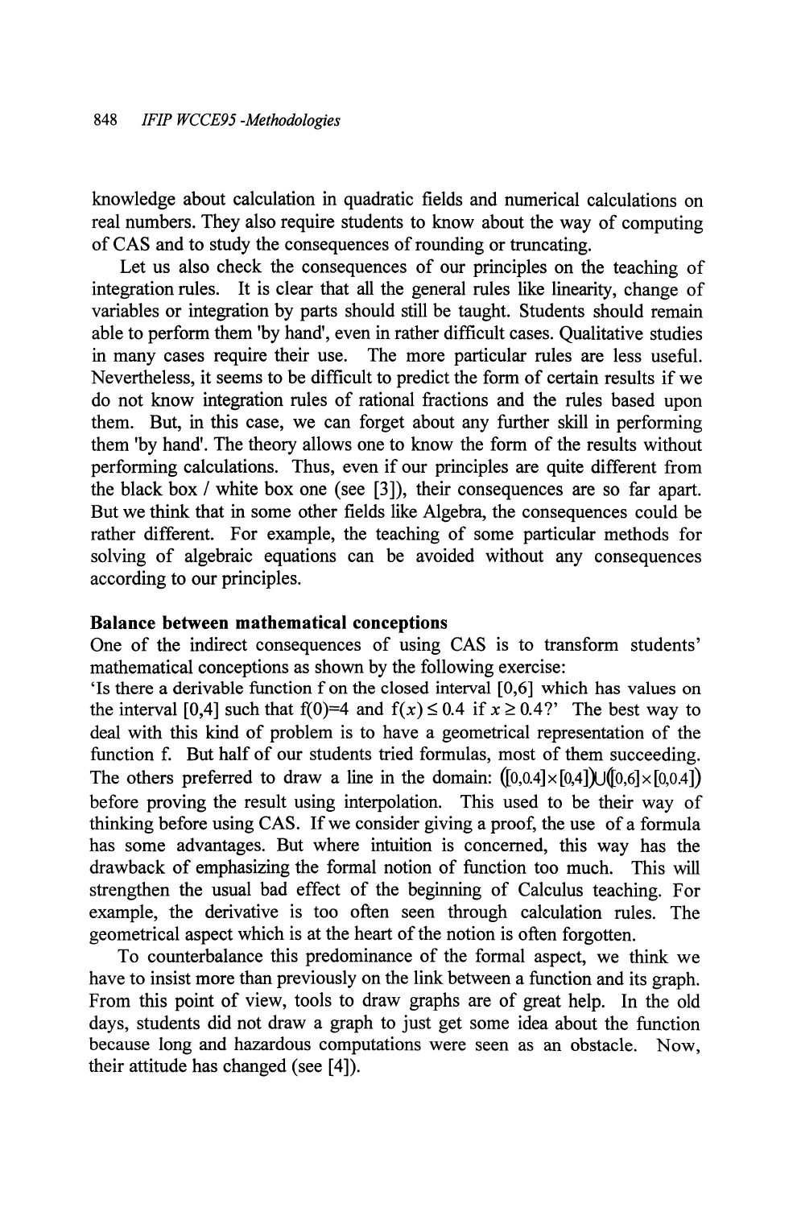knowledge about calculation in quadratic fields and numerical calculations on real numbers. They also require students to know about the way of computing of CAS and to study the consequences of rounding or truncating.

Let us also check the consequences of our principles on the teaching of integration rules. It is clear that all the general rules like linearity, change of variables or integration by parts should still be taught. Students should remain able to perform them 'by hand', even in rather difficult cases. Qualitative studies in many cases require their use. The more particular rules are less useful. Nevertheless, it seems to be difficult to predict the form of certain results if we do not know integration rules of rational fractions and the rules based upon them. But, in this case, we can forget about any further skill in performing them 'by hand'. The theory allows one to know the form of the results without performing calculations. Thus, even if our principles are quite different from the black box / white box one (see [3]), their consequences are so far apart. But we think that in some other fields like Algebra, the consequences could be rather different. For example, the teaching of some particular methods for solving of algebraic equations can be avoided without any consequences according to our principles.

**Balance between mathematical conceptions**

One of the indirect consequences of using CAS is to transform students' mathematical conceptions as shown by the following exercise:

'Is there a derivable function f on the closed interval [0,6] which has values on the interval [0,4] such that f(0)=4 and $f(x) \leq 0.4$ if $x \geq 0.4$?' The best way to deal with this kind of problem is to have a geometrical representation of the function f. But half of our students tried formulas, most of them succeeding. The others preferred to draw a line in the domain: $([0,0.4]\times[0,4])\cup([0,6]\times[0,0.4])$ before proving the result using interpolation. This used to be their way of thinking before using CAS. If we consider giving a proof, the use of a formula has some advantages. But where intuition is concerned, this way has the drawback of emphasizing the formal notion of function too much. This will strengthen the usual bad effect of the beginning of Calculus teaching. For example, the derivative is too often seen through calculation rules. The geometrical aspect which is at the heart of the notion is often forgotten.

To counterbalance this predominance of the formal aspect, we think we have to insist more than previously on the link between a function and its graph. From this point of view, tools to draw graphs are of great help. In the old days, students did not draw a graph to just get some idea about the function because long and hazardous computations were seen as an obstacle. Now, their attitude has changed (see [4]).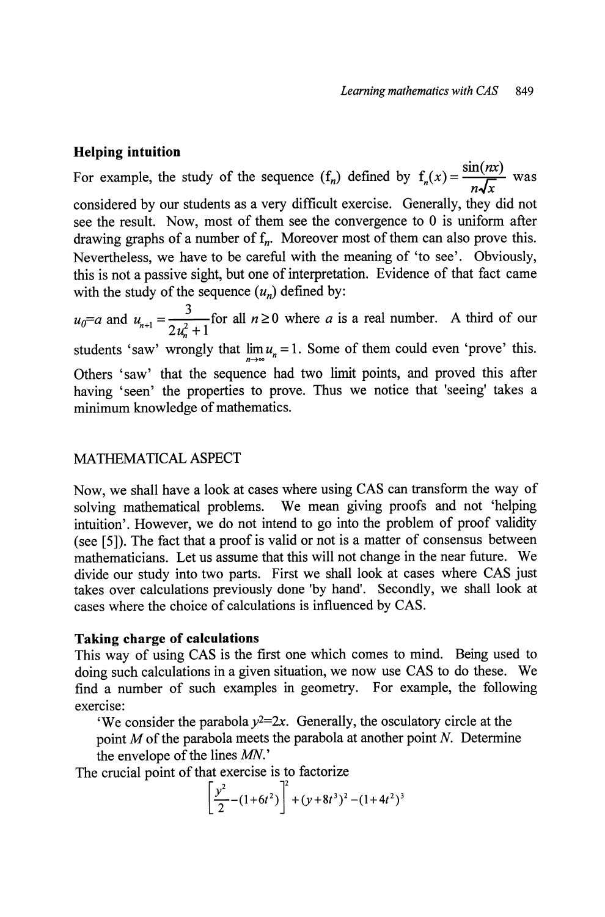### Helping intuition

For example, the study of the sequence $(f_n)$ defined by $f_n(x) = \frac{\sin(nx)}{n\sqrt{x}}$ was considered by our students as a very difficult exercise. Generally, they did not see the result. Now, most of them see the convergence to 0 is uniform after drawing graphs of a number of $f_n$. Moreover most of them can also prove this. Nevertheless, we have to be careful with the meaning of 'to see'. Obviously, this is not a passive sight, but one of interpretation. Evidence of that fact came with the study of the sequence $(u_n)$ defined by:

$u_0 = a$ and $u_{n+1} = \frac{3}{2u_n^2 + 1}$ for all $n \geq 0$ where $a$ is a real number. A third of our students 'saw' wrongly that $\lim_{n\to\infty} u_n = 1$. Some of them could even 'prove' this. Others 'saw' that the sequence had two limit points, and proved this after having 'seen' the properties to prove. Thus we notice that 'seeing' takes a minimum knowledge of mathematics.

## MATHEMATICAL ASPECT

Now, we shall have a look at cases where using CAS can transform the way of solving mathematical problems. We mean giving proofs and not 'helping intuition'. However, we do not intend to go into the problem of proof validity (see [5]). The fact that a proof is valid or not is a matter of consensus between mathematicians. Let us assume that this will not change in the near future. We divide our study into two parts. First we shall look at cases where CAS just takes over calculations previously done 'by hand'. Secondly, we shall look at cases where the choice of calculations is influenced by CAS.

### Taking charge of calculations

This way of using CAS is the first one which comes to mind. Being used to doing such calculations in a given situation, we now use CAS to do these. We find a number of such examples in geometry. For example, the following exercise:

> 'We consider the parabola $y^2 = 2x$. Generally, the osculatory circle at the point $M$ of the parabola meets the parabola at another point $N$. Determine the envelope of the lines $MN$.'

The crucial point of that exercise is to factorize

$$\left[\frac{y^2}{2} - (1+6t^2)\right]^2 + (y+8t^3)^2 - (1+4t^2)^3$$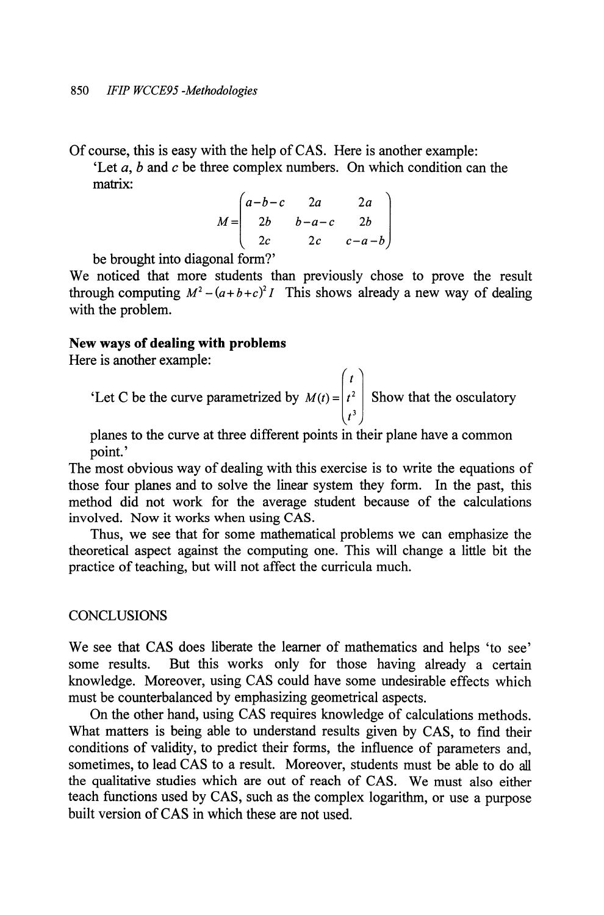Of course, this is easy with the help of CAS. Here is another example:

'Let $a$, $b$ and $c$ be three complex numbers. On which condition can the matrix:

$$M = \begin{pmatrix} a-b-c & 2a & 2a \\ 2b & b-a-c & 2b \\ 2c & 2c & c-a-b \end{pmatrix}$$

be brought into diagonal form?'

We noticed that more students than previously chose to prove the result through computing $M^2 - (a+b+c)^2 I$ This shows already a new way of dealing with the problem.

**New ways of dealing with problems**

Here is another example:

'Let C be the curve parametrized by $M(t) = \begin{pmatrix} t \\ t^2 \\ t^3 \end{pmatrix}$ Show that the osculatory planes to the curve at three different points in their plane have a common point.'

The most obvious way of dealing with this exercise is to write the equations of those four planes and to solve the linear system they form. In the past, this method did not work for the average student because of the calculations involved. Now it works when using CAS.

Thus, we see that for some mathematical problems we can emphasize the theoretical aspect against the computing one. This will change a little bit the practice of teaching, but will not affect the curricula much.

## CONCLUSIONS

We see that CAS does liberate the learner of mathematics and helps 'to see' some results. But this works only for those having already a certain knowledge. Moreover, using CAS could have some undesirable effects which must be counterbalanced by emphasizing geometrical aspects.

On the other hand, using CAS requires knowledge of calculations methods. What matters is being able to understand results given by CAS, to find their conditions of validity, to predict their forms, the influence of parameters and, sometimes, to lead CAS to a result. Moreover, students must be able to do all the qualitative studies which are out of reach of CAS. We must also either teach functions used by CAS, such as the complex logarithm, or use a purpose built version of CAS in which these are not used.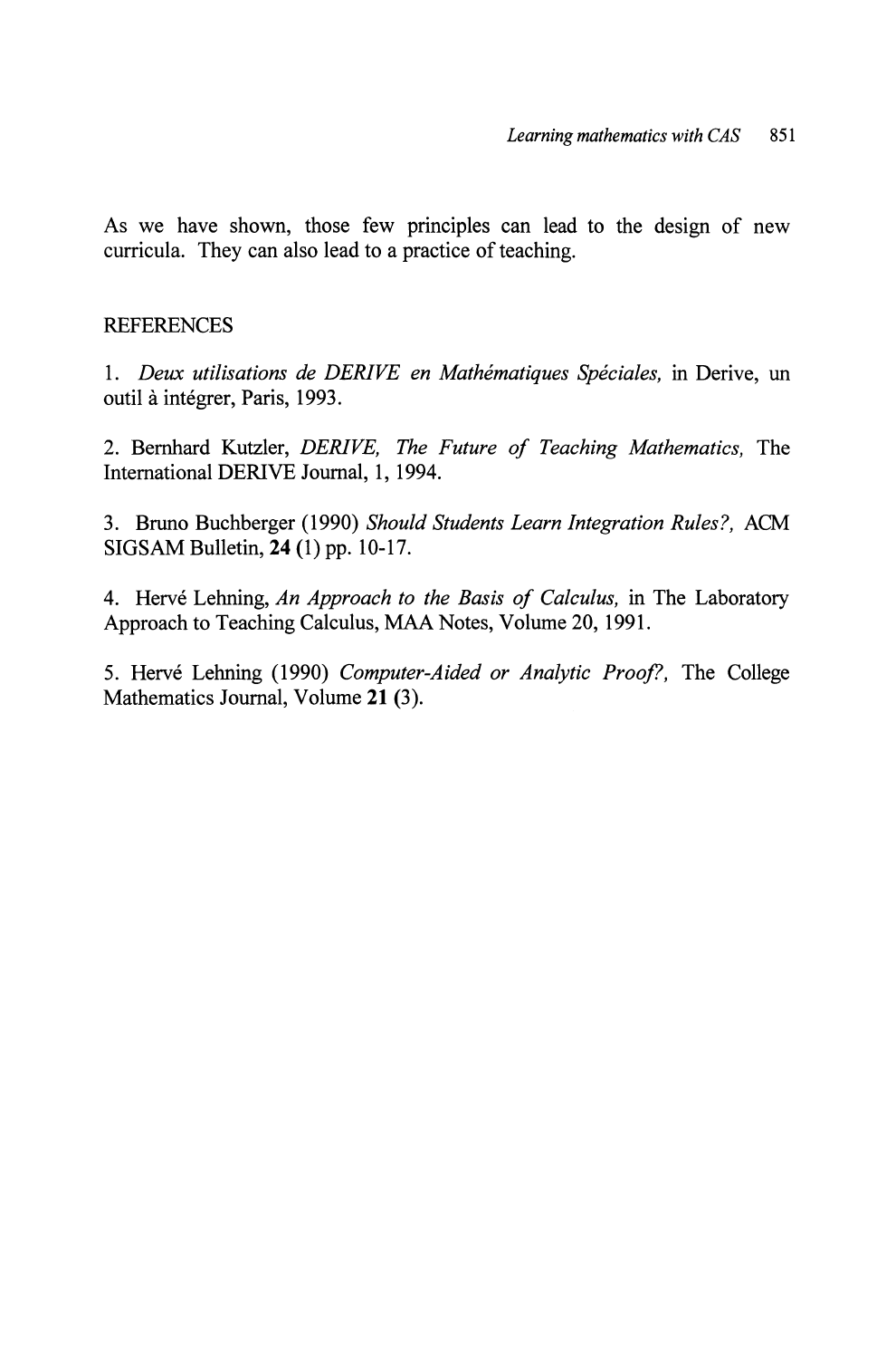As we have shown, those few principles can lead to the design of new curricula. They can also lead to a practice of teaching.

## REFERENCES

1. *Deux utilisations de DERIVE en Mathématiques Spéciales,* in Derive, un outil à intégrer, Paris, 1993.

2. Bernhard Kutzler, *DERIVE, The Future of Teaching Mathematics,* The International DERIVE Journal, 1, 1994.

3. Bruno Buchberger (1990) *Should Students Learn Integration Rules?,* ACM SIGSAM Bulletin, **24** (1) pp. 10-17.

4. Hervé Lehning, *An Approach to the Basis of Calculus,* in The Laboratory Approach to Teaching Calculus, MAA Notes, Volume 20, 1991.

5. Hervé Lehning (1990) *Computer-Aided or Analytic Proof?,* The College Mathematics Journal, Volume **21** (3).